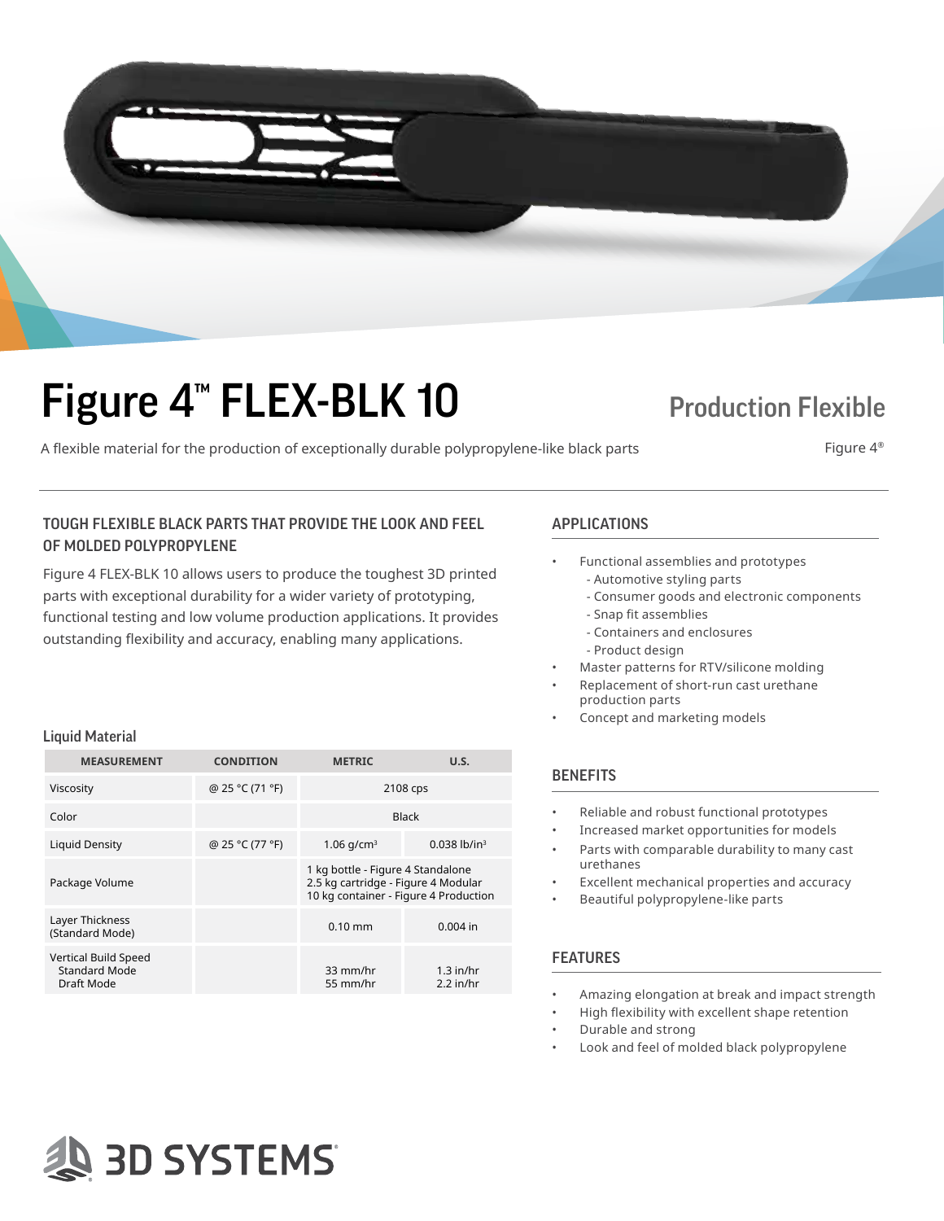# Figure 4™ FLEX-BLK 10

## Production Flexible

A flexible material for the production of exceptionally durable polypropylene-like black parts

Figure 4®

### TOUGH FLEXIBLE BLACK PARTS THAT PROVIDE THE LOOK AND FEEL OF MOLDED POLYPROPYLENE

Figure 4 FLEX-BLK 10 allows users to produce the toughest 3D printed parts with exceptional durability for a wider variety of prototyping, functional testing and low volume production applications. It provides outstanding flexibility and accuracy, enabling many applications.

### Liquid Material

| MEASUREMENT | CONDITION | METRIC | U.S. |
|---|---|---|---|
| Viscosity | @ 25 °C (71 °F) | 2108 cps | |
| Color | | Black | |
| Liquid Density | @ 25 °C (77 °F) | 1.06 g/cm³ | 0.038 lb/in³ |
| Package Volume | | 1 kg bottle - Figure 4 Standalone<br>2.5 kg cartridge - Figure 4 Modular<br>10 kg container - Figure 4 Production | |
| Layer Thickness (Standard Mode) | | 0.10 mm | 0.004 in |
| Vertical Build Speed<br>Standard Mode<br>Draft Mode | | <br>33 mm/hr<br>55 mm/hr | <br>1.3 in/hr<br>2.2 in/hr |

### APPLICATIONS

- Functional assemblies and prototypes
  - Automotive styling parts
  - Consumer goods and electronic components
  - Snap fit assemblies
  - Containers and enclosures
  - Product design
- Master patterns for RTV/silicone molding
- Replacement of short-run cast urethane production parts
- Concept and marketing models

### BENEFITS

- Reliable and robust functional prototypes
- Increased market opportunities for models
- Parts with comparable durability to many cast urethanes
- Excellent mechanical properties and accuracy
- Beautiful polypropylene-like parts

### FEATURES

- Amazing elongation at break and impact strength
- High flexibility with excellent shape retention
- Durable and strong
- Look and feel of molded black polypropylene

3D SYSTEMS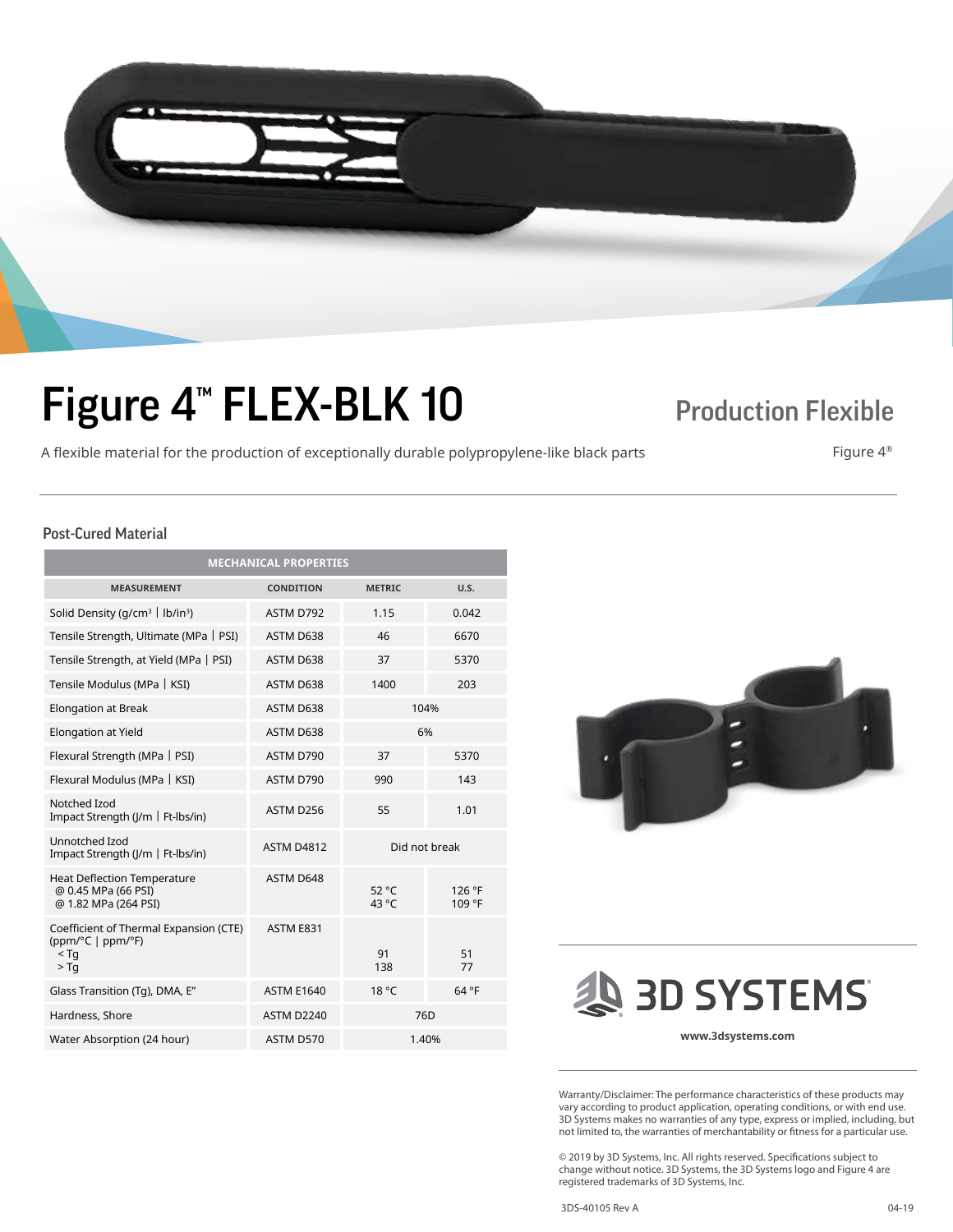# Figure 4™ FLEX-BLK 10

## Production Flexible

A flexible material for the production of exceptionally durable polypropylene-like black parts

Figure 4®

### Post-Cured Material

| MECHANICAL PROPERTIES | | | |
|---|---|---|---|
| MEASUREMENT | CONDITION | METRIC | U.S. |
| Solid Density (g/cm³ \| lb/in³) | ASTM D792 | 1.15 | 0.042 |
| Tensile Strength, Ultimate (MPa \| PSI) | ASTM D638 | 46 | 6670 |
| Tensile Strength, at Yield (MPa \| PSI) | ASTM D638 | 37 | 5370 |
| Tensile Modulus (MPa \| KSI) | ASTM D638 | 1400 | 203 |
| Elongation at Break | ASTM D638 | 104% | |
| Elongation at Yield | ASTM D638 | 6% | |
| Flexural Strength (MPa \| PSI) | ASTM D790 | 37 | 5370 |
| Flexural Modulus (MPa \| KSI) | ASTM D790 | 990 | 143 |
| Notched Izod Impact Strength (J/m \| Ft-lbs/in) | ASTM D256 | 55 | 1.01 |
| Unnotched Izod Impact Strength (J/m \| Ft-lbs/in) | ASTM D4812 | Did not break | |
| Heat Deflection Temperature @ 0.45 MPa (66 PSI) @ 1.82 MPa (264 PSI) | ASTM D648 | 52 °C 43 °C | 126 °F 109 °F |
| Coefficient of Thermal Expansion (CTE) (ppm/°C \| ppm/°F) < Tg > Tg | ASTM E831 | 91 138 | 51 77 |
| Glass Transition (Tg), DMA, E” | ASTM E1640 | 18 °C | 64 °F |
| Hardness, Shore | ASTM D2240 | 76D | |
| Water Absorption (24 hour) | ASTM D570 | 1.40% | |

3D SYSTEMS

www.3dsystems.com

Warranty/Disclaimer: The performance characteristics of these products may vary according to product application, operating conditions, or with end use. 3D Systems makes no warranties of any type, express or implied, including, but not limited to, the warranties of merchantability or fitness for a particular use.

© 2019 by 3D Systems, Inc. All rights reserved. Specifications subject to change without notice. 3D Systems, the 3D Systems logo and Figure 4 are registered trademarks of 3D Systems, Inc.

3DS-40105 Rev A 04-19